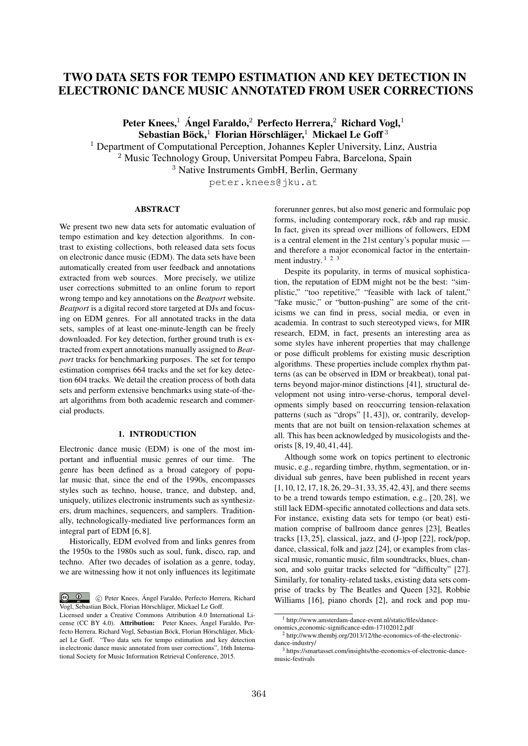# TWO DATA SETS FOR TEMPO ESTIMATION AND KEY DETECTION IN ELECTRONIC DANCE MUSIC ANNOTATED FROM USER CORRECTIONS

**Peter Knees,**[1] **Ángel Faraldo,**[2] **Perfecto Herrera,**[2] **Richard Vogl,**[1]
**Sebastian Böck,**[1] **Florian Hörschläger,**[1] **Mickael Le Goff**[3]

[1] Department of Computational Perception, Johannes Kepler University, Linz, Austria
[2] Music Technology Group, Universitat Pompeu Fabra, Barcelona, Spain
[3] Native Instruments GmbH, Berlin, Germany

peter.knees@jku.at

## ABSTRACT

We present two new data sets for automatic evaluation of tempo estimation and key detection algorithms. In contrast to existing collections, both released data sets focus on electronic dance music (EDM). The data sets have been automatically created from user feedback and annotations extracted from web sources. More precisely, we utilize user corrections submitted to an online forum to report wrong tempo and key annotations on the *Beatport* website. *Beatport* is a digital record store targeted at DJs and focusing on EDM genres. For all annotated tracks in the data sets, samples of at least one-minute-length can be freely downloaded. For key detection, further ground truth is extracted from expert annotations manually assigned to *Beatport* tracks for benchmarking purposes. The set for tempo estimation comprises 664 tracks and the set for key detection 604 tracks. We detail the creation process of both data sets and perform extensive benchmarks using state-of-the-art algorithms from both academic research and commercial products.

## 1. INTRODUCTION

Electronic dance music (EDM) is one of the most important and influential music genres of our time. The genre has been defined as a broad category of popular music that, since the end of the 1990s, encompasses styles such as techno, house, trance, and dubstep, and, uniquely, utilizes electronic instruments such as synthesizers, drum machines, sequencers, and samplers. Traditionally, technologically-mediated live performances form an integral part of EDM [6, 8].

Historically, EDM evolved from and links genres from the 1950s to the 1980s such as soul, funk, disco, rap, and techno. After two decades of isolation as a genre, today, we are witnessing how it not only influences its legitimate forerunner genres, but also most generic and formulaic pop forms, including contemporary rock, r&b and rap music. In fact, given its spread over millions of followers, EDM is a central element in the 21st century's popular music — and therefore a major economical factor in the entertainment industry. [1] [2] [3]

Despite its popularity, in terms of musical sophistication, the reputation of EDM might not be the best: "simplistic," "too repetitive," "feasible with lack of talent," "fake music," or "button-pushing" are some of the criticisms we can find in press, social media, or even in academia. In contrast to such stereotyped views, for MIR research, EDM, in fact, presents an interesting area as some styles have inherent properties that may challenge or pose difficult problems for existing music description algorithms. These properties include complex rhythm patterns (as can be observed in IDM or breakbeat), tonal patterns beyond major-minor distinctions [41], structural development not using intro-verse-chorus, temporal developments simply based on reoccurring tension-relaxation patterns (such as "drops" [1, 43]), or, contrarily, developments that are not built on tension-relaxation schemes at all. This has been acknowledged by musicologists and theorists [8, 19, 40, 41, 44].

Although some work on topics pertinent to electronic music, e.g., regarding timbre, rhythm, segmentation, or individual sub genres, have been published in recent years [1, 10, 12, 17, 18, 26, 29–31, 33, 35, 42, 43], and there seems to be a trend towards tempo estimation, e.g., [20, 28], we still lack EDM-specific annotated collections and data sets. For instance, existing data sets for tempo (or beat) estimation comprise of ballroom dance genres [23], Beatles tracks [13, 25], classical, jazz, and (J-)pop [22], rock/pop, dance, classical, folk and jazz [24], or examples from classical music, romantic music, film soundtracks, blues, chanson, and solo guitar tracks selected for "difficulty" [27]. Similarly, for tonality-related tasks, existing data sets comprise of tracks by The Beatles and Queen [32], Robbie Williams [16], piano chords [2], and rock and pop mu-

[1] http://www.amsterdam-dance-event.nl/static/files/dance-onomics_economic-significance-edm-17102012.pdf

[2] http://www.thembj.org/2013/12/the-economics-of-the-electronic-dance-industry/

[3] https://smartasset.com/insights/the-economics-of-electronic-dance-music-festivals

© Peter Knees, Ángel Faraldo, Perfecto Herrera, Richard Vogl, Sebastian Böck, Florian Hörschläger, Mickael Le Goff. Licensed under a Creative Commons Attribution 4.0 International License (CC BY 4.0). **Attribution:** Peter Knees, Ángel Faraldo, Perfecto Herrera, Richard Vogl, Sebastian Böck, Florian Hörschläger, Mickael Le Goff. "Two data sets for tempo estimation and key detection in electronic dance music annotated from user corrections", 16th International Society for Music Information Retrieval Conference, 2015.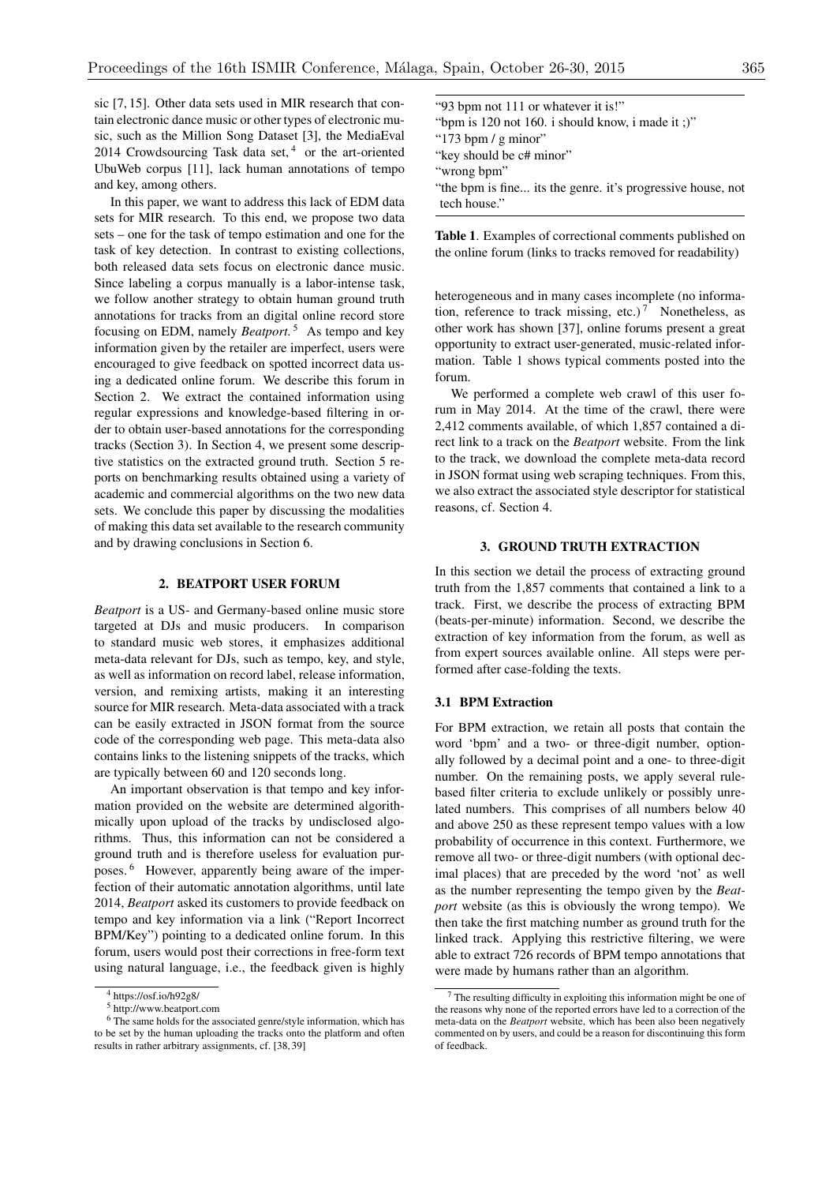sic [7, 15]. Other data sets used in MIR research that contain electronic dance music or other types of electronic music, such as the Million Song Dataset [3], the MediaEval 2014 Crowdsourcing Task data set, [4] or the art-oriented UbuWeb corpus [11], lack human annotations of tempo and key, among others.

In this paper, we want to address this lack of EDM data sets for MIR research. To this end, we propose two data sets – one for the task of tempo estimation and one for the task of key detection. In contrast to existing collections, both released data sets focus on electronic dance music. Since labeling a corpus manually is a labor-intense task, we follow another strategy to obtain human ground truth annotations for tracks from an digital online record store focusing on EDM, namely *Beatport*. [5] As tempo and key information given by the retailer are imperfect, users were encouraged to give feedback on spotted incorrect data using a dedicated online forum. We describe this forum in Section 2. We extract the contained information using regular expressions and knowledge-based filtering in order to obtain user-based annotations for the corresponding tracks (Section 3). In Section 4, we present some descriptive statistics on the extracted ground truth. Section 5 reports on benchmarking results obtained using a variety of academic and commercial algorithms on the two new data sets. We conclude this paper by discussing the modalities of making this data set available to the research community and by drawing conclusions in Section 6.

## 2. BEATPORT USER FORUM

*Beatport* is a US- and Germany-based online music store targeted at DJs and music producers. In comparison to standard music web stores, it emphasizes additional meta-data relevant for DJs, such as tempo, key, and style, as well as information on record label, release information, version, and remixing artists, making it an interesting source for MIR research. Meta-data associated with a track can be easily extracted in JSON format from the source code of the corresponding web page. This meta-data also contains links to the listening snippets of the tracks, which are typically between 60 and 120 seconds long.

An important observation is that tempo and key information provided on the website are determined algorithmically upon upload of the tracks by undisclosed algorithms. Thus, this information can not be considered a ground truth and is therefore useless for evaluation purposes. [6] However, apparently being aware of the imperfection of their automatic annotation algorithms, until late 2014, *Beatport* asked its customers to provide feedback on tempo and key information via a link ("Report Incorrect BPM/Key") pointing to a dedicated online forum. In this forum, users would post their corrections in free-form text using natural language, i.e., the feedback given is highly heterogeneous and in many cases incomplete (no information, reference to track missing, etc.) [7] Nonetheless, as other work has shown [37], online forums present a great opportunity to extract user-generated, music-related information. Table 1 shows typical comments posted into the forum.

| |
|---|
| "93 bpm not 111 or whatever it is!" |
| "bpm is 120 not 160. i should know, i made it ;)" |
| "173 bpm / g minor" |
| "key should be c# minor" |
| "wrong bpm" |
| "the bpm is fine... its the genre. it's progressive house, not tech house." |

**Table 1**. Examples of correctional comments published on the online forum (links to tracks removed for readability)

We performed a complete web crawl of this user forum in May 2014. At the time of the crawl, there were 2,412 comments available, of which 1,857 contained a direct link to a track on the *Beatport* website. From the link to the track, we download the complete meta-data record in JSON format using web scraping techniques. From this, we also extract the associated style descriptor for statistical reasons, cf. Section 4.

## 3. GROUND TRUTH EXTRACTION

In this section we detail the process of extracting ground truth from the 1,857 comments that contained a link to a track. First, we describe the process of extracting BPM (beats-per-minute) information. Second, we describe the extraction of key information from the forum, as well as from expert sources available online. All steps were performed after case-folding the texts.

### 3.1 BPM Extraction

For BPM extraction, we retain all posts that contain the word 'bpm' and a two- or three-digit number, optionally followed by a decimal point and a one- to three-digit number. On the remaining posts, we apply several rule-based filter criteria to exclude unlikely or possibly unrelated numbers. This comprises of all numbers below 40 and above 250 as these represent tempo values with a low probability of occurrence in this context. Furthermore, we remove all two- or three-digit numbers (with optional decimal places) that are preceded by the word 'not' as well as the number representing the tempo given by the *Beatport* website (as this is obviously the wrong tempo). We then take the first matching number as ground truth for the linked track. Applying this restrictive filtering, we were able to extract 726 records of BPM tempo annotations that were made by humans rather than an algorithm.

---

[4] https://osf.io/h92g8/

[5] http://www.beatport.com

[6] The same holds for the associated genre/style information, which has to be set by the human uploading the tracks onto the platform and often results in rather arbitrary assignments, cf. [38, 39]

[7] The resulting difficulty in exploiting this information might be one of the reasons why none of the reported errors have led to a correction of the meta-data on the *Beatport* website, which has been also been negatively commented on by users, and could be a reason for discontinuing this form of feedback.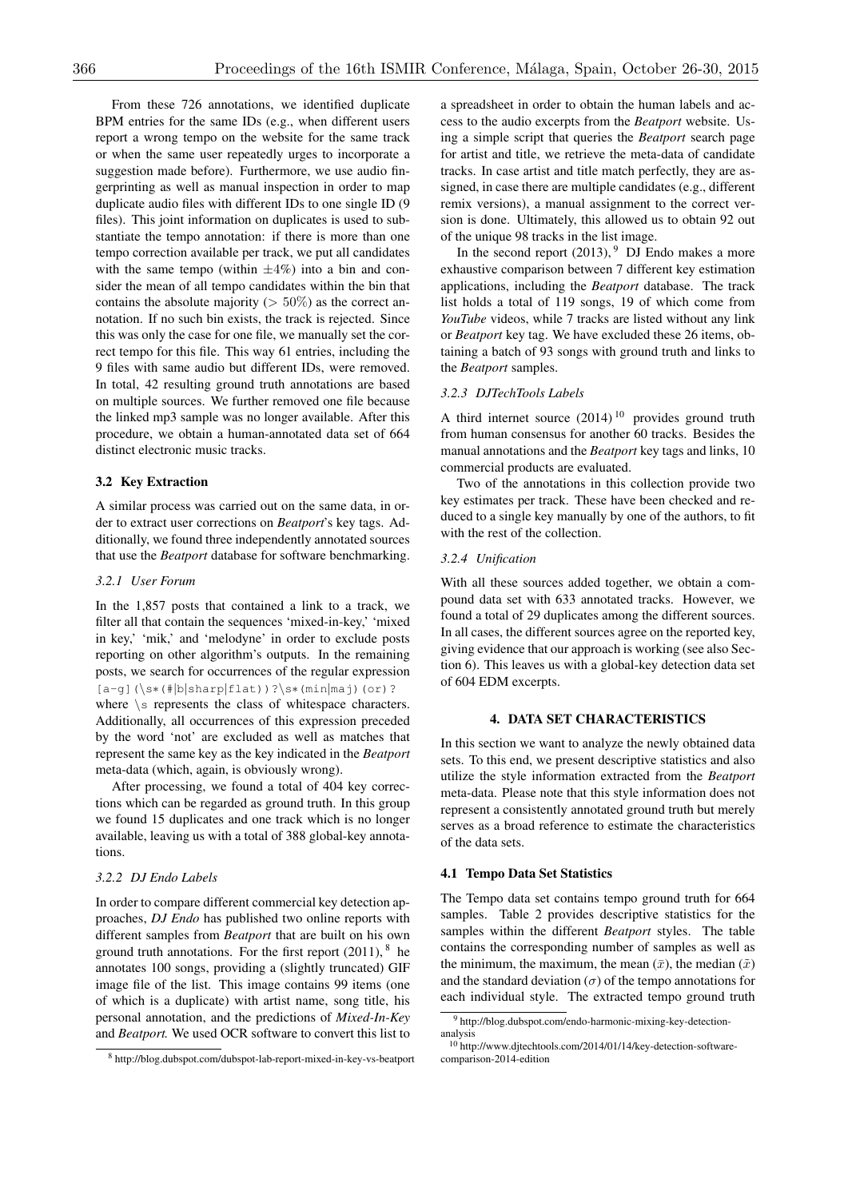From these 726 annotations, we identified duplicate BPM entries for the same IDs (e.g., when different users report a wrong tempo on the website for the same track or when the same user repeatedly urges to incorporate a suggestion made before). Furthermore, we use audio fingerprinting as well as manual inspection in order to map duplicate audio files with different IDs to one single ID (9 files). This joint information on duplicates is used to substantiate the tempo annotation: if there is more than one tempo correction available per track, we put all candidates with the same tempo (within $\pm 4\%$) into a bin and consider the mean of all tempo candidates within the bin that contains the absolute majority ($> 50\%$) as the correct annotation. If no such bin exists, the track is rejected. Since this was only the case for one file, we manually set the correct tempo for this file. This way 61 entries, including the 9 files with same audio but different IDs, were removed. In total, 42 resulting ground truth annotations are based on multiple sources. We further removed one file because the linked mp3 sample was no longer available. After this procedure, we obtain a human-annotated data set of 664 distinct electronic music tracks.

### 3.2 Key Extraction

A similar process was carried out on the same data, in order to extract user corrections on *Beatport*'s key tags. Additionally, we found three independently annotated sources that use the *Beatport* database for software benchmarking.

#### *3.2.1 User Forum*

In the 1,857 posts that contained a link to a track, we filter all that contain the sequences 'mixed-in-key,' 'mixed in key,' 'mik,' and 'melodyne' in order to exclude posts reporting on other algorithm's outputs. In the remaining posts, we search for occurrences of the regular expression `[a-g](\s*(#|b|sharp|flat))?\s*(min|maj)(or)?` where `\s` represents the class of whitespace characters. Additionally, all occurrences of this expression preceded by the word 'not' are excluded as well as matches that represent the same key as the key indicated in the *Beatport* meta-data (which, again, is obviously wrong).

After processing, we found a total of 404 key corrections which can be regarded as ground truth. In this group we found 15 duplicates and one track which is no longer available, leaving us with a total of 388 global-key annotations.

#### *3.2.2 DJ Endo Labels*

In order to compare different commercial key detection approaches, *DJ Endo* has published two online reports with different samples from *Beatport* that are built on his own ground truth annotations. For the first report (2011), [8] he annotates 100 songs, providing a (slightly truncated) GIF image file of the list. This image contains 99 items (one of which is a duplicate) with artist name, song title, his personal annotation, and the predictions of *Mixed-In-Key* and *Beatport.* We used OCR software to convert this list to a spreadsheet in order to obtain the human labels and access to the audio excerpts from the *Beatport* website. Using a simple script that queries the *Beatport* search page for artist and title, we retrieve the meta-data of candidate tracks. In case artist and title match perfectly, they are assigned, in case there are multiple candidates (e.g., different remix versions), a manual assignment to the correct version is done. Ultimately, this allowed us to obtain 92 out of the unique 98 tracks in the list image.

In the second report (2013), [9] DJ Endo makes a more exhaustive comparison between 7 different key estimation applications, including the *Beatport* database. The track list holds a total of 119 songs, 19 of which come from *YouTube* videos, while 7 tracks are listed without any link or *Beatport* key tag. We have excluded these 26 items, obtaining a batch of 93 songs with ground truth and links to the *Beatport* samples.

#### *3.2.3 DJTechTools Labels*

A third internet source (2014) [10] provides ground truth from human consensus for another 60 tracks. Besides the manual annotations and the *Beatport* key tags and links, 10 commercial products are evaluated.

Two of the annotations in this collection provide two key estimates per track. These have been checked and reduced to a single key manually by one of the authors, to fit with the rest of the collection.

#### *3.2.4 Unification*

With all these sources added together, we obtain a compound data set with 633 annotated tracks. However, we found a total of 29 duplicates among the different sources. In all cases, the different sources agree on the reported key, giving evidence that our approach is working (see also Section 6). This leaves us with a global-key detection data set of 604 EDM excerpts.

## 4. DATA SET CHARACTERISTICS

In this section we want to analyze the newly obtained data sets. To this end, we present descriptive statistics and also utilize the style information extracted from the *Beatport* meta-data. Please note that this style information does not represent a consistently annotated ground truth but merely serves as a broad reference to estimate the characteristics of the data sets.

### 4.1 Tempo Data Set Statistics

The Tempo data set contains tempo ground truth for 664 samples. Table 2 provides descriptive statistics for the samples within the different *Beatport* styles. The table contains the corresponding number of samples as well as the minimum, the maximum, the mean ($\bar{x}$), the median ($\tilde{x}$) and the standard deviation ($\sigma$) of the tempo annotations for each individual style. The extracted tempo ground truth

[8] http://blog.dubspot.com/dubspot-lab-report-mixed-in-key-vs-beatport

[9] http://blog.dubspot.com/endo-harmonic-mixing-key-detection-analysis

[10] http://www.djtechtools.com/2014/01/14/key-detection-software-comparison-2014-edition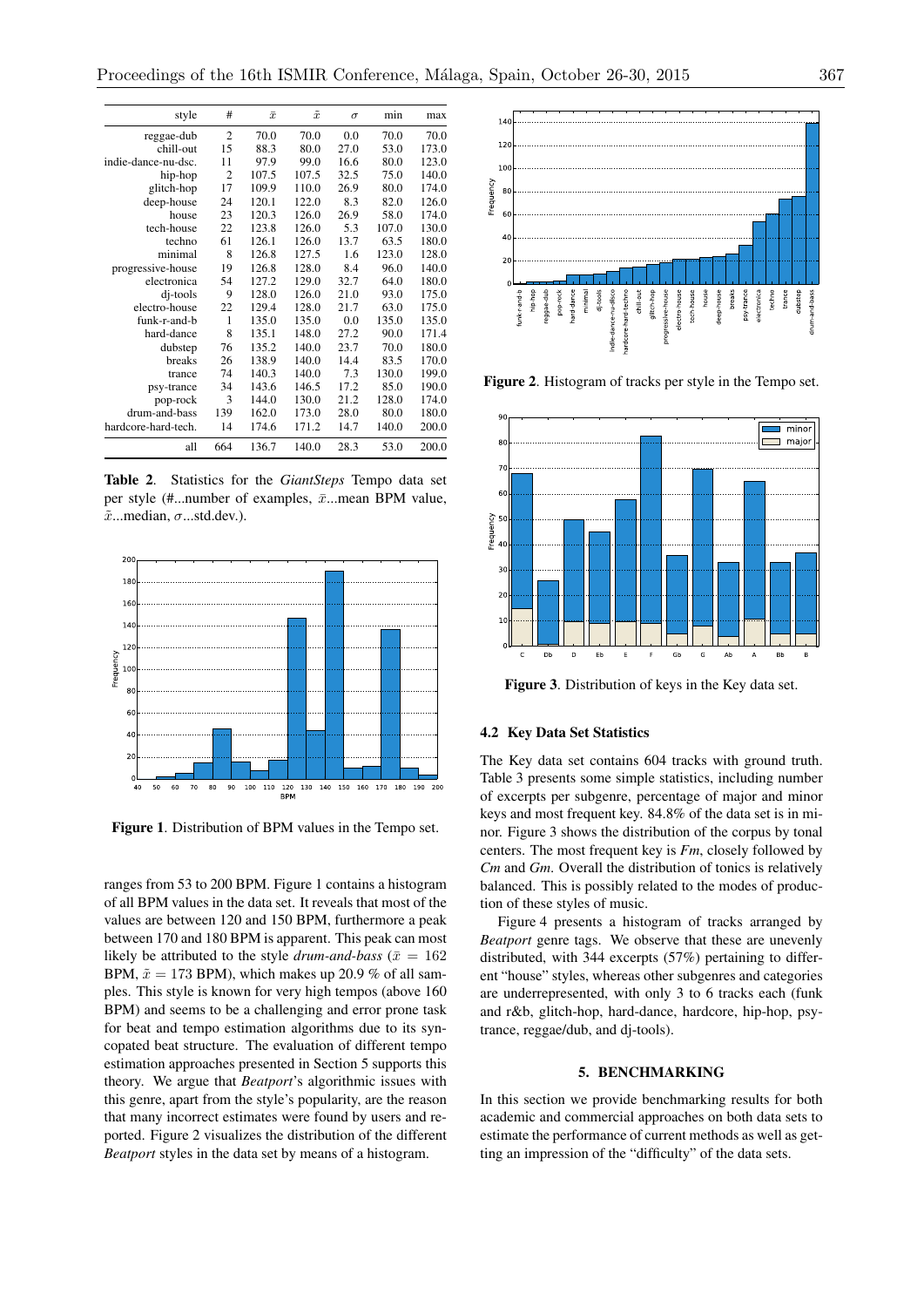| style | # | $\bar{x}$ | $\tilde{x}$ | $\sigma$ | min | max |
|---|---|---|---|---|---|---|
| reggae-dub | 2 | 70.0 | 70.0 | 0.0 | 70.0 | 70.0 |
| chill-out | 15 | 88.3 | 80.0 | 27.0 | 53.0 | 173.0 |
| indie-dance-nu-dsc. | 11 | 97.9 | 99.0 | 16.6 | 80.0 | 123.0 |
| hip-hop | 2 | 107.5 | 107.5 | 32.5 | 75.0 | 140.0 |
| glitch-hop | 17 | 109.9 | 110.0 | 26.9 | 80.0 | 174.0 |
| deep-house | 24 | 120.1 | 122.0 | 8.3 | 82.0 | 126.0 |
| house | 23 | 120.3 | 126.0 | 26.9 | 58.0 | 174.0 |
| tech-house | 22 | 123.8 | 126.0 | 5.3 | 107.0 | 130.0 |
| techno | 61 | 126.1 | 126.0 | 13.7 | 63.5 | 180.0 |
| minimal | 8 | 126.8 | 127.5 | 1.6 | 123.0 | 128.0 |
| progressive-house | 19 | 126.8 | 128.0 | 8.4 | 96.0 | 140.0 |
| electronica | 54 | 127.2 | 129.0 | 32.7 | 64.0 | 180.0 |
| dj-tools | 9 | 128.0 | 126.0 | 21.0 | 93.0 | 175.0 |
| electro-house | 22 | 129.4 | 128.0 | 21.7 | 63.0 | 175.0 |
| funk-r-and-b | 1 | 135.0 | 135.0 | 0.0 | 135.0 | 135.0 |
| hard-dance | 8 | 135.1 | 148.0 | 27.2 | 90.0 | 171.4 |
| dubstep | 76 | 135.2 | 140.0 | 23.7 | 70.0 | 180.0 |
| breaks | 26 | 138.9 | 140.0 | 14.4 | 83.5 | 170.0 |
| trance | 74 | 140.3 | 140.0 | 7.3 | 130.0 | 199.0 |
| psy-trance | 34 | 143.6 | 146.5 | 17.2 | 85.0 | 190.0 |
| pop-rock | 3 | 144.0 | 130.0 | 21.2 | 128.0 | 174.0 |
| drum-and-bass | 139 | 162.0 | 173.0 | 28.0 | 80.0 | 180.0 |
| hardcore-hard-tech. | 14 | 174.6 | 171.2 | 14.7 | 140.0 | 200.0 |
| all | 664 | 136.7 | 140.0 | 28.3 | 53.0 | 200.0 |

**Table 2**. Statistics for the *GiantSteps* Tempo data set per style (#...number of examples, $\bar{x}$...mean BPM value, $\tilde{x}$...median, $\sigma$...std.dev.).

**Figure 1**. Distribution of BPM values in the Tempo set.

ranges from 53 to 200 BPM. Figure 1 contains a histogram of all BPM values in the data set. It reveals that most of the values are between 120 and 150 BPM, furthermore a peak between 170 and 180 BPM is apparent. This peak can most likely be attributed to the style *drum-and-bass* ($\bar{x} = 162$ BPM, $\tilde{x} = 173$ BPM), which makes up 20.9 % of all samples. This style is known for very high tempos (above 160 BPM) and seems to be a challenging and error prone task for beat and tempo estimation algorithms due to its syncopated beat structure. The evaluation of different tempo estimation approaches presented in Section 5 supports this theory. We argue that *Beatport*'s algorithmic issues with this genre, apart from the style's popularity, are the reason that many incorrect estimates were found by users and reported. Figure 2 visualizes the distribution of the different *Beatport* styles in the data set by means of a histogram.

**Figure 2**. Histogram of tracks per style in the Tempo set.

**Figure 3**. Distribution of keys in the Key data set.

### 4.2 Key Data Set Statistics

The Key data set contains 604 tracks with ground truth. Table 3 presents some simple statistics, including number of excerpts per subgenre, percentage of major and minor keys and most frequent key. 84.8% of the data set is in minor. Figure 3 shows the distribution of the corpus by tonal centers. The most frequent key is *Fm*, closely followed by *Cm* and *Gm*. Overall the distribution of tonics is relatively balanced. This is possibly related to the modes of production of these styles of music.

Figure 4 presents a histogram of tracks arranged by *Beatport* genre tags. We observe that these are unevenly distributed, with 344 excerpts (57%) pertaining to different "house" styles, whereas other subgenres and categories are underrepresented, with only 3 to 6 tracks each (funk and r&b, glitch-hop, hard-dance, hardcore, hip-hop, psy-trance, reggae/dub, and dj-tools).

## 5. BENCHMARKING

In this section we provide benchmarking results for both academic and commercial approaches on both data sets to estimate the performance of current methods as well as getting an impression of the "difficulty" of the data sets.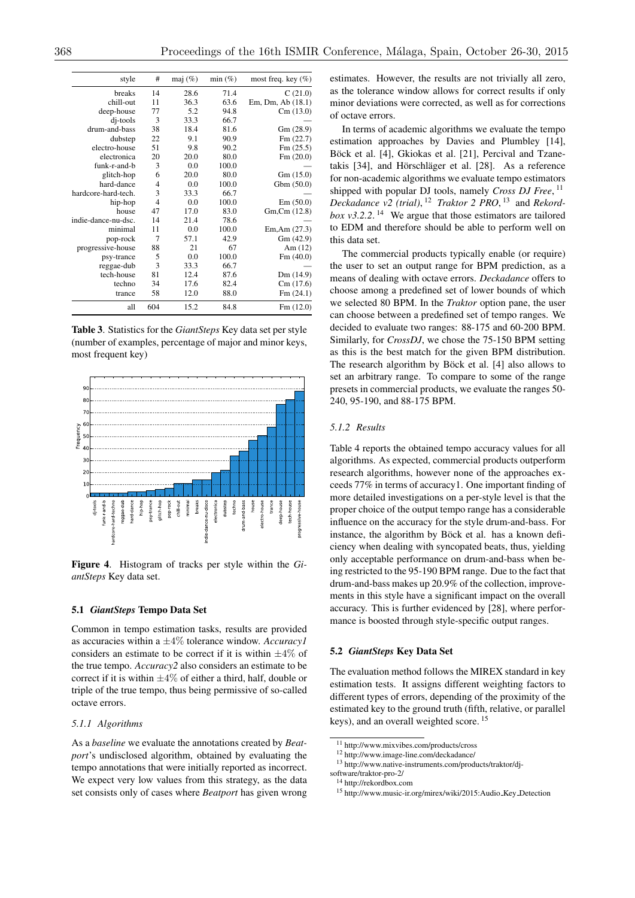| style | # | maj (%) | min (%) | most freq. key (%) |
|---|---|---|---|---|
| breaks | 14 | 28.6 | 71.4 | C (21.0) |
| chill-out | 11 | 36.3 | 63.6 | Em, Dm, Ab (18.1) |
| deep-house | 77 | 5.2 | 94.8 | Cm (13.0) |
| dj-tools | 3 | 33.3 | 66.7 | — |
| drum-and-bass | 38 | 18.4 | 81.6 | Gm (28.9) |
| dubstep | 22 | 9.1 | 90.9 | Fm (22.7) |
| electro-house | 51 | 9.8 | 90.2 | Fm (25.5) |
| electronica | 20 | 20.0 | 80.0 | Fm (20.0) |
| funk-r-and-b | 3 | 0.0 | 100.0 | — |
| glitch-hop | 6 | 20.0 | 80.0 | Gm (15.0) |
| hard-dance | 4 | 0.0 | 100.0 | Gbm (50.0) |
| hardcore-hard-tech. | 3 | 33.3 | 66.7 | — |
| hip-hop | 4 | 0.0 | 100.0 | Em (50.0) |
| house | 47 | 17.0 | 83.0 | Gm,Cm (12.8) |
| indie-dance-nu-dsc. | 14 | 21.4 | 78.6 | — |
| minimal | 11 | 0.0 | 100.0 | Em,Am (27.3) |
| pop-rock | 7 | 57.1 | 42.9 | Gm (42.9) |
| progressive-house | 88 | 21 | 67 | Am (12) |
| psy-trance | 5 | 0.0 | 100.0 | Fm (40.0) |
| reggae-dub | 3 | 33.3 | 66.7 | — |
| tech-house | 81 | 12.4 | 87.6 | Dm (14.9) |
| techno | 34 | 17.6 | 82.4 | Cm (17.6) |
| trance | 58 | 12.0 | 88.0 | Fm (24.1) |
| all | 604 | 15.2 | 84.8 | Fm (12.0) |

**Table 3**. Statistics for the *GiantSteps* Key data set per style (number of examples, percentage of major and minor keys, most frequent key)

**Figure 4**. Histogram of tracks per style within the *GiantSteps* Key data set.

### 5.1 *GiantSteps* Tempo Data Set

Common in tempo estimation tasks, results are provided as accuracies within a $\pm 4\%$ tolerance window. *Accuracy1* considers an estimate to be correct if it is within $\pm 4\%$ of the true tempo. *Accuracy2* also considers an estimate to be correct if it is within $\pm 4\%$ of either a third, half, double or triple of the true tempo, thus being permissive of so-called octave errors.

#### 5.1.1 Algorithms

As a *baseline* we evaluate the annotations created by *Beatport*'s undisclosed algorithm, obtained by evaluating the tempo annotations that were initially reported as incorrect. We expect very low values from this strategy, as the data set consists only of cases where *Beatport* has given wrong estimates. However, the results are not trivially all zero, as the tolerance window allows for correct results if only minor deviations were corrected, as well as for corrections of octave errors.

In terms of academic algorithms we evaluate the tempo estimation approaches by Davies and Plumbley [14], Böck et al. [4], Gkiokas et al. [21], Percival and Tzanetakis [34], and Hörschläger et al. [28]. As a reference for non-academic algorithms we evaluate tempo estimators shipped with popular DJ tools, namely *Cross DJ Free*, [11] *Deckadance v2 (trial)*, [12] *Traktor 2 PRO*, [13] and *Rekordbox v3.2.2*. [14] We argue that those estimators are tailored to EDM and therefore should be able to perform well on this data set.

The commercial products typically enable (or require) the user to set an output range for BPM prediction, as a means of dealing with octave errors. *Deckadance* offers to choose among a predefined set of lower bounds of which we selected 80 BPM. In the *Traktor* option pane, the user can choose between a predefined set of tempo ranges. We decided to evaluate two ranges: 88-175 and 60-200 BPM. Similarly, for *CrossDJ*, we chose the 75-150 BPM setting as this is the best match for the given BPM distribution. The research algorithm by Böck et al. [4] also allows to set an arbitrary range. To compare to some of the range presets in commercial products, we evaluate the ranges 50-240, 95-190, and 88-175 BPM.

#### 5.1.2 Results

Table 4 reports the obtained tempo accuracy values for all algorithms. As expected, commercial products outperform research algorithms, however none of the approaches exceeds 77% in terms of accuracy1. One important finding of more detailed investigations on a per-style level is that the proper choice of the output tempo range has a considerable influence on the accuracy for the style drum-and-bass. For instance, the algorithm by Böck et al. has a known deficiency when dealing with syncopated beats, thus, yielding only acceptable performance on drum-and-bass when being restricted to the 95-190 BPM range. Due to the fact that drum-and-bass makes up 20.9% of the collection, improvements in this style have a significant impact on the overall accuracy. This is further evidenced by [28], where performance is boosted through style-specific output ranges.

### 5.2 *GiantSteps* Key Data Set

The evaluation method follows the MIREX standard in key estimation tests. It assigns different weighting factors to different types of errors, depending of the proximity of the estimated key to the ground truth (fifth, relative, or parallel keys), and an overall weighted score. [15]

[11] http://www.mixvibes.com/products/cross

[12] http://www.image-line.com/deckadance/

[13] http://www.native-instruments.com/products/traktor/dj-software/traktor-pro-2/

[14] http://rekordbox.com

[15] http://www.music-ir.org/mirex/wiki/2015:Audio_Key_Detection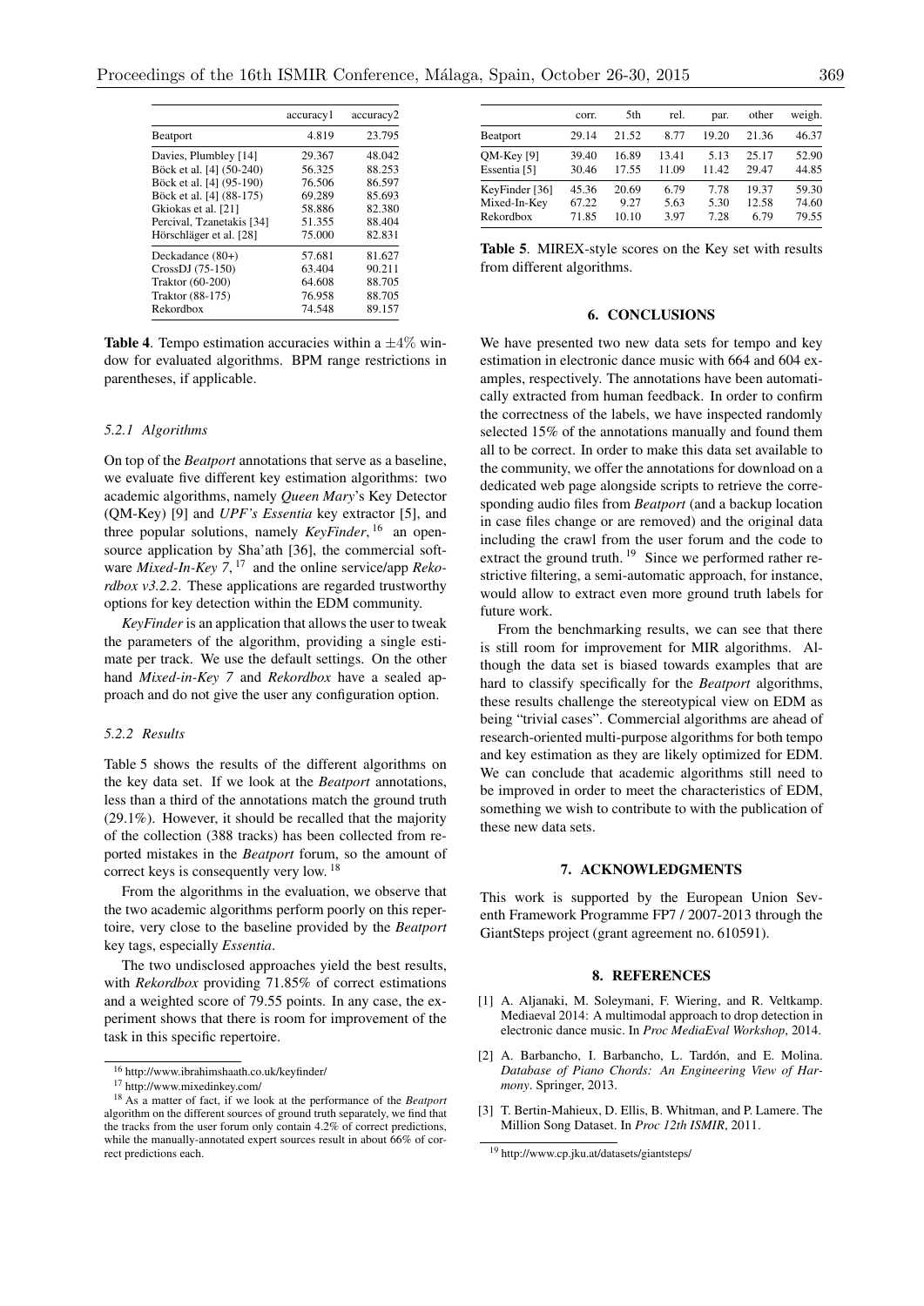|  | accuracy1 | accuracy2 |
|---|---|---|
| Beatport | 4.819 | 23.795 |
| Davies, Plumbley [14] | 29.367 | 48.042 |
| Böck et al. [4] (50-240) | 56.325 | 88.253 |
| Böck et al. [4] (95-190) | 76.506 | 86.597 |
| Böck et al. [4] (88-175) | 69.289 | 85.693 |
| Gkiokas et al. [21] | 58.886 | 82.380 |
| Percival, Tzanetakis [34] | 51.355 | 88.404 |
| Hörschläger et al. [28] | 75.000 | 82.831 |
| Deckadance (80+) | 57.681 | 81.627 |
| CrossDJ (75-150) | 63.404 | 90.211 |
| Traktor (60-200) | 64.608 | 88.705 |
| Traktor (88-175) | 76.958 | 88.705 |
| Rekordbox | 74.548 | 89.157 |

**Table 4**. Tempo estimation accuracies within a $\pm 4\%$ window for evaluated algorithms. BPM range restrictions in parentheses, if applicable.

#### 5.2.1 Algorithms

On top of the *Beatport* annotations that serve as a baseline, we evaluate five different key estimation algorithms: two academic algorithms, namely *Queen Mary*'s Key Detector (QM-Key) [9] and *UPF's Essentia* key extractor [5], and three popular solutions, namely *KeyFinder*, [16] an open-source application by Sha'ath [36], the commercial software *Mixed-In-Key 7*, [17] and the online service/app *Rekordbox v3.2.2*. These applications are regarded trustworthy options for key detection within the EDM community.

*KeyFinder* is an application that allows the user to tweak the parameters of the algorithm, providing a single estimate per track. We use the default settings. On the other hand *Mixed-in-Key 7* and *Rekordbox* have a sealed approach and do not give the user any configuration option.

#### 5.2.2 Results

Table 5 shows the results of the different algorithms on the key data set. If we look at the *Beatport* annotations, less than a third of the annotations match the ground truth (29.1%). However, it should be recalled that the majority of the collection (388 tracks) has been collected from reported mistakes in the *Beatport* forum, so the amount of correct keys is consequently very low. [18]

From the algorithms in the evaluation, we observe that the two academic algorithms perform poorly on this repertoire, very close to the baseline provided by the *Beatport* key tags, especially *Essentia*.

The two undisclosed approaches yield the best results, with *Rekordbox* providing 71.85% of correct estimations and a weighted score of 79.55 points. In any case, the experiment shows that there is room for improvement of the task in this specific repertoire.

[16] http://www.ibrahimshaath.co.uk/keyfinder/

[17] http://www.mixedinkey.com/

[18] As a matter of fact, if we look at the performance of the *Beatport* algorithm on the different sources of ground truth separately, we find that the tracks from the user forum only contain 4.2% of correct predictions, while the manually-annotated expert sources result in about 66% of correct predictions each.

|  | corr. | 5th | rel. | par. | other | weigh. |
|---|---|---|---|---|---|---|
| Beatport | 29.14 | 21.52 | 8.77 | 19.20 | 21.36 | 46.37 |
| QM-Key [9] | 39.40 | 16.89 | 13.41 | 5.13 | 25.17 | 52.90 |
| Essentia [5] | 30.46 | 17.55 | 11.09 | 11.42 | 29.47 | 44.85 |
| KeyFinder [36] | 45.36 | 20.69 | 6.79 | 7.78 | 19.37 | 59.30 |
| Mixed-In-Key | 67.22 | 9.27 | 5.63 | 5.30 | 12.58 | 74.60 |
| Rekordbox | 71.85 | 10.10 | 3.97 | 7.28 | 6.79 | 79.55 |

**Table 5**. MIREX-style scores on the Key set with results from different algorithms.

## 6. CONCLUSIONS

We have presented two new data sets for tempo and key estimation in electronic dance music with 664 and 604 examples, respectively. The annotations have been automatically extracted from human feedback. In order to confirm the correctness of the labels, we have inspected randomly selected 15% of the annotations manually and found them all to be correct. In order to make this data set available to the community, we offer the annotations for download on a dedicated web page alongside scripts to retrieve the corresponding audio files from *Beatport* (and a backup location in case files change or are removed) and the original data including the crawl from the user forum and the code to extract the ground truth. [19] Since we performed rather restrictive filtering, a semi-automatic approach, for instance, would allow to extract even more ground truth labels for future work.

From the benchmarking results, we can see that there is still room for improvement for MIR algorithms. Although the data set is biased towards examples that are hard to classify specifically for the *Beatport* algorithms, these results challenge the stereotypical view on EDM as being "trivial cases". Commercial algorithms are ahead of research-oriented multi-purpose algorithms for both tempo and key estimation as they are likely optimized for EDM. We can conclude that academic algorithms still need to be improved in order to meet the characteristics of EDM, something we wish to contribute to with the publication of these new data sets.

## 7. ACKNOWLEDGMENTS

This work is supported by the European Union Seventh Framework Programme FP7 / 2007-2013 through the GiantSteps project (grant agreement no. 610591).

## 8. REFERENCES

[1] A. Aljanaki, M. Soleymani, F. Wiering, and R. Veltkamp. Mediaeval 2014: A multimodal approach to drop detection in electronic dance music. In *Proc MediaEval Workshop*, 2014.

[2] A. Barbancho, I. Barbancho, L. Tardón, and E. Molina. *Database of Piano Chords: An Engineering View of Harmony*. Springer, 2013.

[3] T. Bertin-Mahieux, D. Ellis, B. Whitman, and P. Lamere. The Million Song Dataset. In *Proc 12th ISMIR*, 2011.

[19] http://www.cp.jku.at/datasets/giantsteps/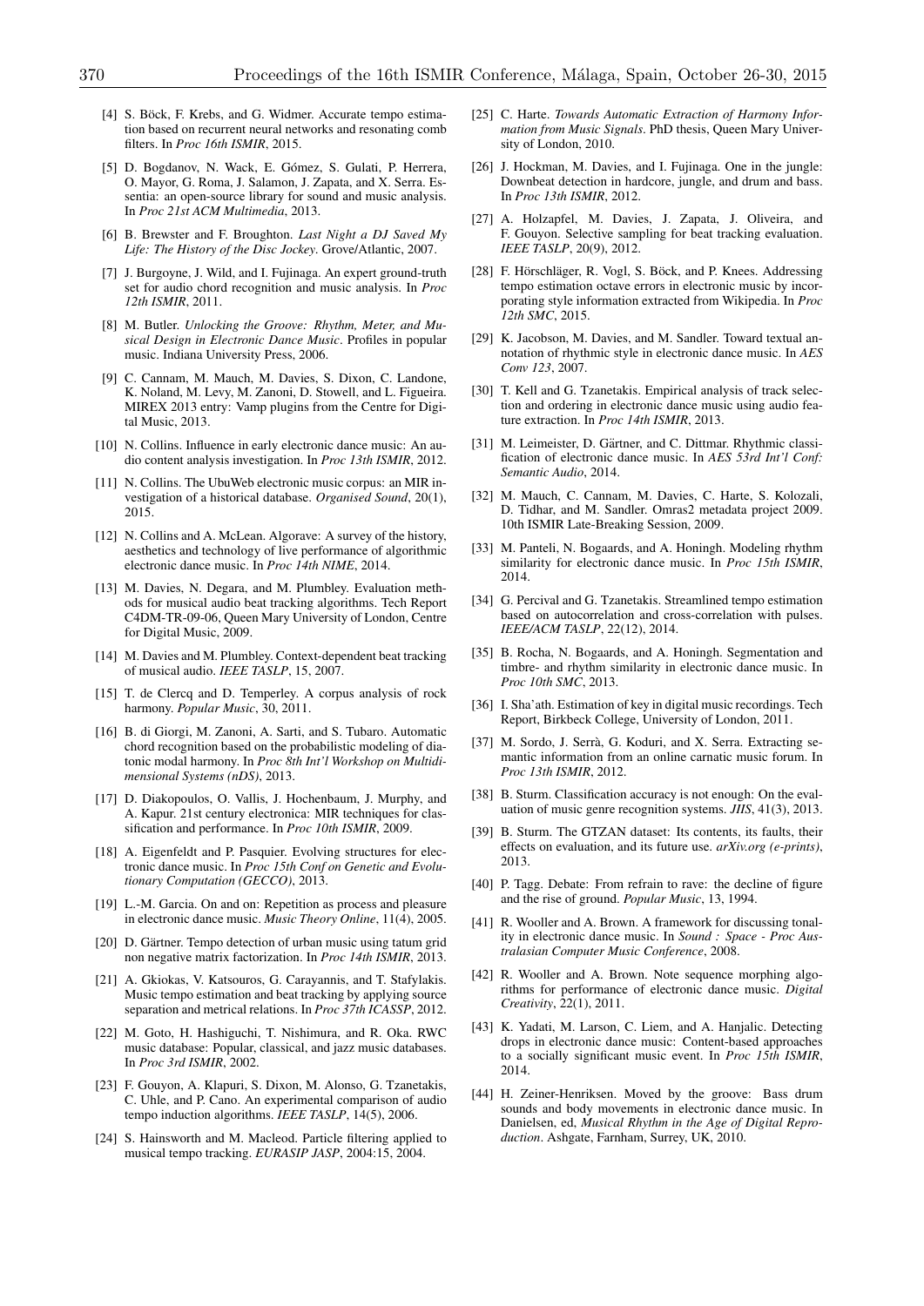[4] S. Böck, F. Krebs, and G. Widmer. Accurate tempo estimation based on recurrent neural networks and resonating comb filters. In *Proc 16th ISMIR*, 2015.

[5] D. Bogdanov, N. Wack, E. Gómez, S. Gulati, P. Herrera, O. Mayor, G. Roma, J. Salamon, J. Zapata, and X. Serra. Essentia: an open-source library for sound and music analysis. In *Proc 21st ACM Multimedia*, 2013.

[6] B. Brewster and F. Broughton. *Last Night a DJ Saved My Life: The History of the Disc Jockey*. Grove/Atlantic, 2007.

[7] J. Burgoyne, J. Wild, and I. Fujinaga. An expert ground-truth set for audio chord recognition and music analysis. In *Proc 12th ISMIR*, 2011.

[8] M. Butler. *Unlocking the Groove: Rhythm, Meter, and Musical Design in Electronic Dance Music*. Profiles in popular music. Indiana University Press, 2006.

[9] C. Cannam, M. Mauch, M. Davies, S. Dixon, C. Landone, K. Noland, M. Levy, M. Zanoni, D. Stowell, and L. Figueira. MIREX 2013 entry: Vamp plugins from the Centre for Digital Music, 2013.

[10] N. Collins. Influence in early electronic dance music: An audio content analysis investigation. In *Proc 13th ISMIR*, 2012.

[11] N. Collins. The UbuWeb electronic music corpus: an MIR investigation of a historical database. *Organised Sound*, 20(1), 2015.

[12] N. Collins and A. McLean. Algorave: A survey of the history, aesthetics and technology of live performance of algorithmic electronic dance music. In *Proc 14th NIME*, 2014.

[13] M. Davies, N. Degara, and M. Plumbley. Evaluation methods for musical audio beat tracking algorithms. Tech Report C4DM-TR-09-06, Queen Mary University of London, Centre for Digital Music, 2009.

[14] M. Davies and M. Plumbley. Context-dependent beat tracking of musical audio. *IEEE TASLP*, 15, 2007.

[15] T. de Clercq and D. Temperley. A corpus analysis of rock harmony. *Popular Music*, 30, 2011.

[16] B. di Giorgi, M. Zanoni, A. Sarti, and S. Tubaro. Automatic chord recognition based on the probabilistic modeling of diatonic modal harmony. In *Proc 8th Int'l Workshop on Multidimensional Systems (nDS)*, 2013.

[17] D. Diakopoulos, O. Vallis, J. Hochenbaum, J. Murphy, and A. Kapur. 21st century electronica: MIR techniques for classification and performance. In *Proc 10th ISMIR*, 2009.

[18] A. Eigenfeldt and P. Pasquier. Evolving structures for electronic dance music. In *Proc 15th Conf on Genetic and Evolutionary Computation (GECCO)*, 2013.

[19] L.-M. Garcia. On and on: Repetition as process and pleasure in electronic dance music. *Music Theory Online*, 11(4), 2005.

[20] D. Gärtner. Tempo detection of urban music using tatum grid non negative matrix factorization. In *Proc 14th ISMIR*, 2013.

[21] A. Gkiokas, V. Katsouros, G. Carayannis, and T. Stafylakis. Music tempo estimation and beat tracking by applying source separation and metrical relations. In *Proc 37th ICASSP*, 2012.

[22] M. Goto, H. Hashiguchi, T. Nishimura, and R. Oka. RWC music database: Popular, classical, and jazz music databases. In *Proc 3rd ISMIR*, 2002.

[23] F. Gouyon, A. Klapuri, S. Dixon, M. Alonso, G. Tzanetakis, C. Uhle, and P. Cano. An experimental comparison of audio tempo induction algorithms. *IEEE TASLP*, 14(5), 2006.

[24] S. Hainsworth and M. Macleod. Particle filtering applied to musical tempo tracking. *EURASIP JASP*, 2004:15, 2004.

[25] C. Harte. *Towards Automatic Extraction of Harmony Information from Music Signals*. PhD thesis, Queen Mary University of London, 2010.

[26] J. Hockman, M. Davies, and I. Fujinaga. One in the jungle: Downbeat detection in hardcore, jungle, and drum and bass. In *Proc 13th ISMIR*, 2012.

[27] A. Holzapfel, M. Davies, J. Zapata, J. Oliveira, and F. Gouyon. Selective sampling for beat tracking evaluation. *IEEE TASLP*, 20(9), 2012.

[28] F. Hörschläger, R. Vogl, S. Böck, and P. Knees. Addressing tempo estimation octave errors in electronic music by incorporating style information extracted from Wikipedia. In *Proc 12th SMC*, 2015.

[29] K. Jacobson, M. Davies, and M. Sandler. Toward textual annotation of rhythmic style in electronic dance music. In *AES Conv 123*, 2007.

[30] T. Kell and G. Tzanetakis. Empirical analysis of track selection and ordering in electronic dance music using audio feature extraction. In *Proc 14th ISMIR*, 2013.

[31] M. Leimeister, D. Gärtner, and C. Dittmar. Rhythmic classification of electronic dance music. In *AES 53rd Int'l Conf: Semantic Audio*, 2014.

[32] M. Mauch, C. Cannam, M. Davies, C. Harte, S. Kolozali, D. Tidhar, and M. Sandler. Omras2 metadata project 2009. 10th ISMIR Late-Breaking Session, 2009.

[33] M. Panteli, N. Bogaards, and A. Honingh. Modeling rhythm similarity for electronic dance music. In *Proc 15th ISMIR*, 2014.

[34] G. Percival and G. Tzanetakis. Streamlined tempo estimation based on autocorrelation and cross-correlation with pulses. *IEEE/ACM TASLP*, 22(12), 2014.

[35] B. Rocha, N. Bogaards, and A. Honingh. Segmentation and timbre- and rhythm similarity in electronic dance music. In *Proc 10th SMC*, 2013.

[36] I. Sha'ath. Estimation of key in digital music recordings. Tech Report, Birkbeck College, University of London, 2011.

[37] M. Sordo, J. Serrà, G. Koduri, and X. Serra. Extracting semantic information from an online carnatic music forum. In *Proc 13th ISMIR*, 2012.

[38] B. Sturm. Classification accuracy is not enough: On the evaluation of music genre recognition systems. *JIIS*, 41(3), 2013.

[39] B. Sturm. The GTZAN dataset: Its contents, its faults, their effects on evaluation, and its future use. *arXiv.org (e-prints)*, 2013.

[40] P. Tagg. Debate: From refrain to rave: the decline of figure and the rise of ground. *Popular Music*, 13, 1994.

[41] R. Wooller and A. Brown. A framework for discussing tonality in electronic dance music. In *Sound : Space - Proc Australasian Computer Music Conference*, 2008.

[42] R. Wooller and A. Brown. Note sequence morphing algorithms for performance of electronic dance music. *Digital Creativity*, 22(1), 2011.

[43] K. Yadati, M. Larson, C. Liem, and A. Hanjalic. Detecting drops in electronic dance music: Content-based approaches to a socially significant music event. In *Proc 15th ISMIR*, 2014.

[44] H. Zeiner-Henriksen. Moved by the groove: Bass drum sounds and body movements in electronic dance music. In Danielsen, ed, *Musical Rhythm in the Age of Digital Reproduction*. Ashgate, Farnham, Surrey, UK, 2010.